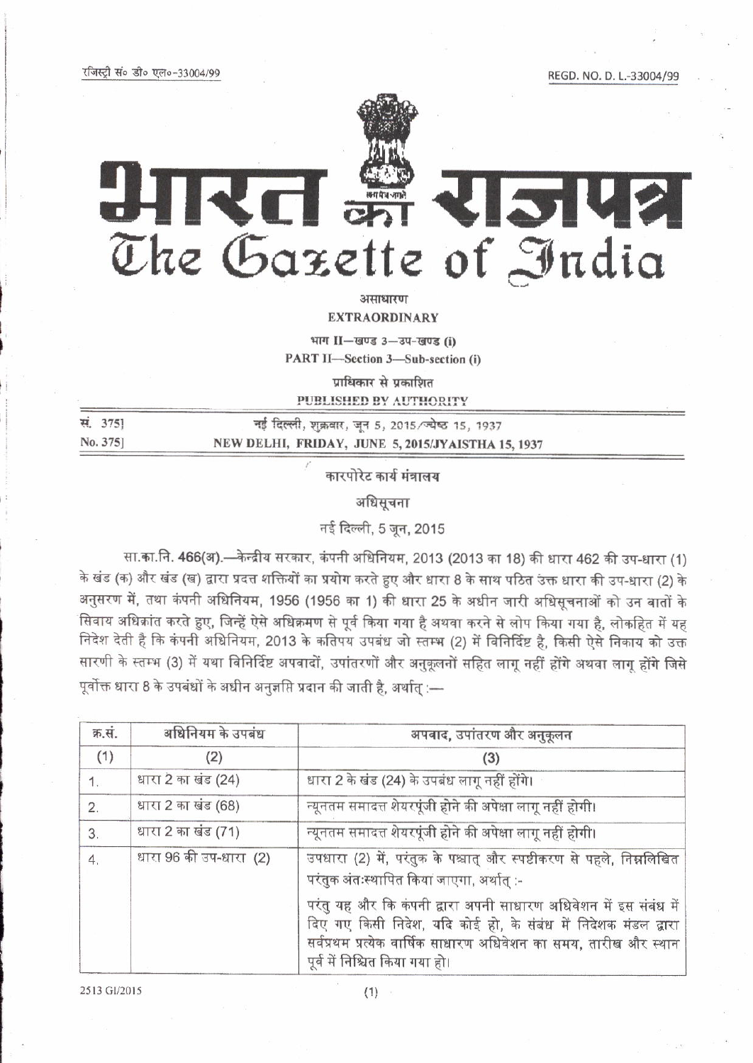रजिस्ट्री सं० डी० एल०-33004/99 REGD. NO. D. L.-33004/99

# भारत का राजपत्र
# The Gazette of India

असाधारण
**EXTRAORDINARY**

भाग II—खण्ड 3—उप-खण्ड (i)
**PART II—Section 3—Sub-section (i)**

प्राधिकार से प्रकाशित
**PUBLISHED BY AUTHORITY**

| | | |
|---|---|---|
| सं. 375] | नई दिल्ली, शुक्रवार, जून 5, 2015/ज्येष्ठ 15, 1937 | |
| No. 375] | NEW DELHI, FRIDAY, JUNE 5, 2015/JYAISTHA 15, 1937 | |

## कारपोरेट कार्य मंत्रालय

### अधिसूचना

नई दिल्ली, 5 जून, 2015

**सा.का.नि. 466(अ).**—केन्द्रीय सरकार, कंपनी अधिनियम, 2013 (2013 का 18) की धारा 462 की उप-धारा (1) के खंड (क) और खंड (ख) द्वारा प्रदत्त शक्तियों का प्रयोग करते हुए और धारा 8 के साथ पठित उक्त धारा की उप-धारा (2) के अनुसरण में, तथा कंपनी अधिनियम, 1956 (1956 का 1) की धारा 25 के अधीन जारी अधिसूचनाओं को उन बातों के सिवाय अधिक्रांत करते हुए, जिन्हें ऐसे अधिक्रमण से पूर्व किया गया है अथवा करने से लोप किया गया है, लोकहित में यह निदेश देती है कि कंपनी अधिनियम, 2013 के कतिपय उपबंध जो स्तम्भ (2) में विनिर्दिष्ट है, किसी ऐसे निकाय को उक्त सारणी के स्तम्भ (3) में यथा विनिर्दिष्ट अपवादों, उपांतरणों और अनुकूलनों सहित लागू नहीं होंगे अथवा लागू होंगे जिसे पूर्वोक्त धारा 8 के उपबंधों के अधीन अनुज्ञप्ति प्रदान की जाती है, अर्थात् :—

| क्र.सं. | अधिनियम के उपबंध | अपवाद, उपांतरण और अनुकूलन |
|---|---|---|
| (1) | (2) | (3) |
| 1. | धारा 2 का खंड (24) | धारा 2 के खंड (24) के उपबंध लागू नहीं होंगे। |
| 2. | धारा 2 का खंड (68) | न्यूनतम समादत्त शेयरपूंजी होने की अपेक्षा लागू नहीं होगी। |
| 3. | धारा 2 का खंड (71) | न्यूनतम समादत्त शेयरपूंजी होने की अपेक्षा लागू नहीं होगी। |
| 4. | धारा 96 की उप-धारा (2) | उपधारा (2) में, परंतुक के पश्चात् और स्पष्टीकरण से पहले, निम्नलिखित परंतुक अंतःस्थापित किया जाएगा, अर्थात् :- <br> परंतु यह और कि कंपनी द्वारा अपनी साधारण अधिवेशन में इस संबंध में दिए गए किसी निदेश, यदि कोई हो, के संबंध में निदेशक मंडल द्वारा सर्वप्रथम प्रत्येक वार्षिक साधारण अधिवेशन का समय, तारीख और स्थान पूर्व में निश्चित किया गया हो। |

2513 GI/2015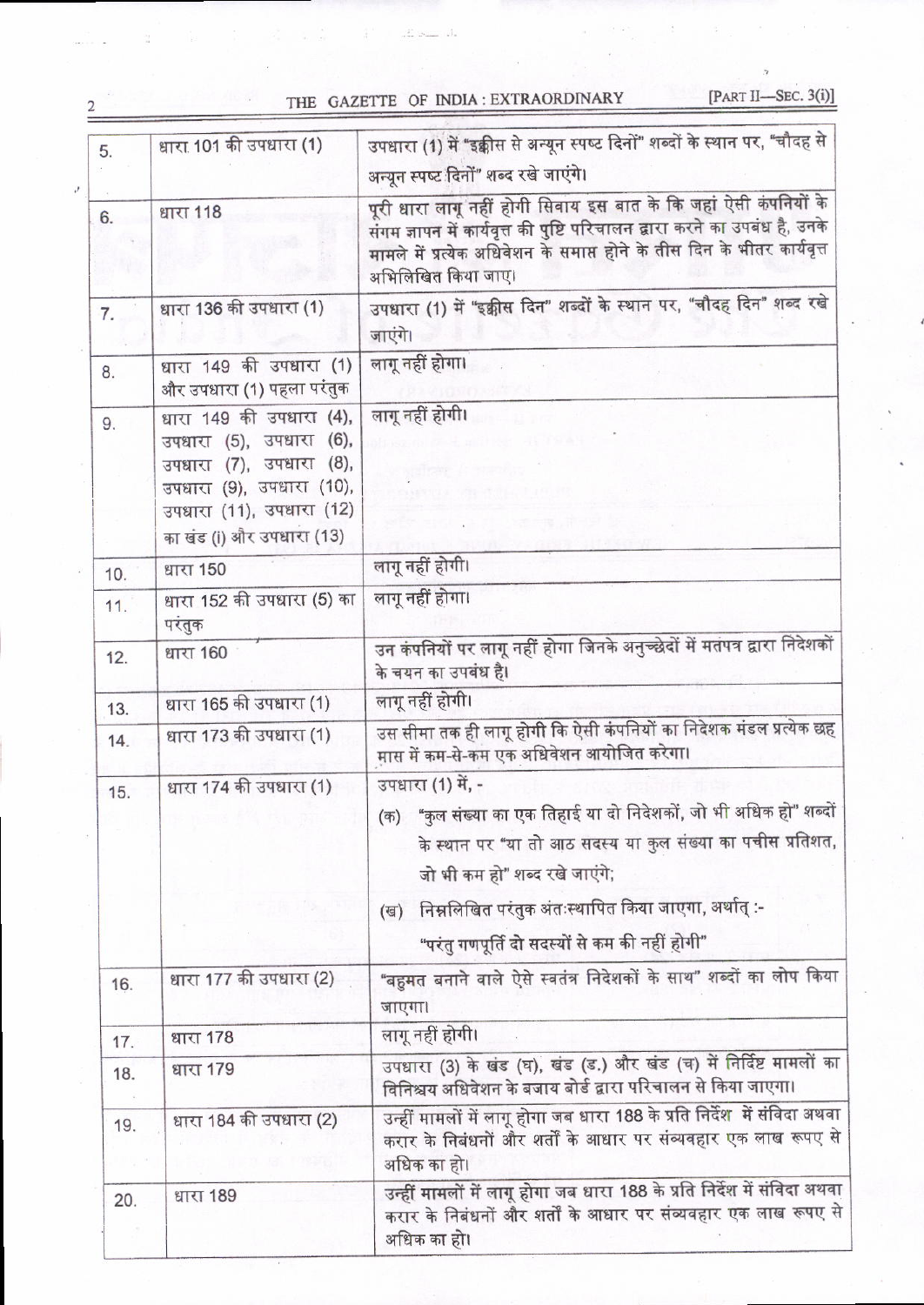| | | |
|---|---|---|
| 5. | धारा 101 की उपधारा (1) | उपधारा (1) में "इक्कीस से अन्यून स्पष्ट दिनों" शब्दों के स्थान पर, "चौदह से अन्यून स्पष्ट दिनों" शब्द रखे जाएंगे। |
| 6. | धारा 118 | पूरी धारा लागू नहीं होगी सिवाय इस बात के कि जहां ऐसी कंपनियों के संगम ज्ञापन में कार्यवृत्त की पुष्टि परिचालन द्वारा करने का उपबंध है, उनके मामले में प्रत्येक अधिवेशन के समाप्त होने के तीस दिन के भीतर कार्यवृत्त अभिलिखित किया जाए। |
| 7. | धारा 136 की उपधारा (1) | उपधारा (1) में "इक्कीस दिन" शब्दों के स्थान पर, "चौदह दिन" शब्द रखे जाएंगे। |
| 8. | धारा 149 की उपधारा (1) और उपधारा (1) पहला परंतुक | लागू नहीं होगा। |
| 9. | धारा 149 की उपधारा (4), उपधारा (5), उपधारा (6), उपधारा (7), उपधारा (8), उपधारा (9), उपधारा (10), उपधारा (11), उपधारा (12) का खंड (i) और उपधारा (13) | लागू नहीं होगी। |
| 10. | धारा 150 | लागू नहीं होगी। |
| 11. | धारा 152 की उपधारा (5) का परंतुक | लागू नहीं होगा। |
| 12. | धारा 160 | उन कंपनियों पर लागू नहीं होगा जिनके अनुच्छेदों में मतपत्र द्वारा निदेशकों के चयन का उपबंध है। |
| 13. | धारा 165 की उपधारा (1) | लागू नहीं होगी। |
| 14. | धारा 173 की उपधारा (1) | उस सीमा तक ही लागू होगी कि ऐसी कंपनियों का निदेशक मंडल प्रत्येक छह मास में कम-से-कम एक अधिवेशन आयोजित करेगा। |
| 15. | धारा 174 की उपधारा (1) | उपधारा (1) में, - (क) "कुल संख्या का एक तिहाई या दो निदेशकों, जो भी अधिक हो" शब्दों के स्थान पर "या तो आठ सदस्य या कुल संख्या का पच्चीस प्रतिशत, जो भी कम हो" शब्द रखे जाएंगे; (ख) निम्नलिखित परंतुक अंतःस्थापित किया जाएगा, अर्थात् :- "परंतु गणपूर्ति दो सदस्यों से कम की नहीं होगी" |
| 16. | धारा 177 की उपधारा (2) | "बहुमत बनाने वाले ऐसे स्वतंत्र निदेशकों के साथ" शब्दों का लोप किया जाएगा। |
| 17. | धारा 178 | लागू नहीं होगी। |
| 18. | धारा 179 | उपधारा (3) के खंड (घ), खंड (ङ) और खंड (च) में निर्दिष्ट मामलों का विनिश्चय अधिवेशन के बजाय बोर्ड द्वारा परिचालन से किया जाएगा। |
| 19. | धारा 184 की उपधारा (2) | उन्हीं मामलों में लागू होगा जब धारा 188 के प्रति निर्देश में संविदा अथवा करार के निबंधनों और शर्तों के आधार पर संव्यवहार एक लाख रूपए से अधिक का हो। |
| 20. | धारा 189 | उन्हीं मामलों में लागू होगा जब धारा 188 के प्रति निर्देश में संविदा अथवा करार के निबंधनों और शर्तों के आधार पर संव्यवहार एक लाख रूपए से अधिक का हो। |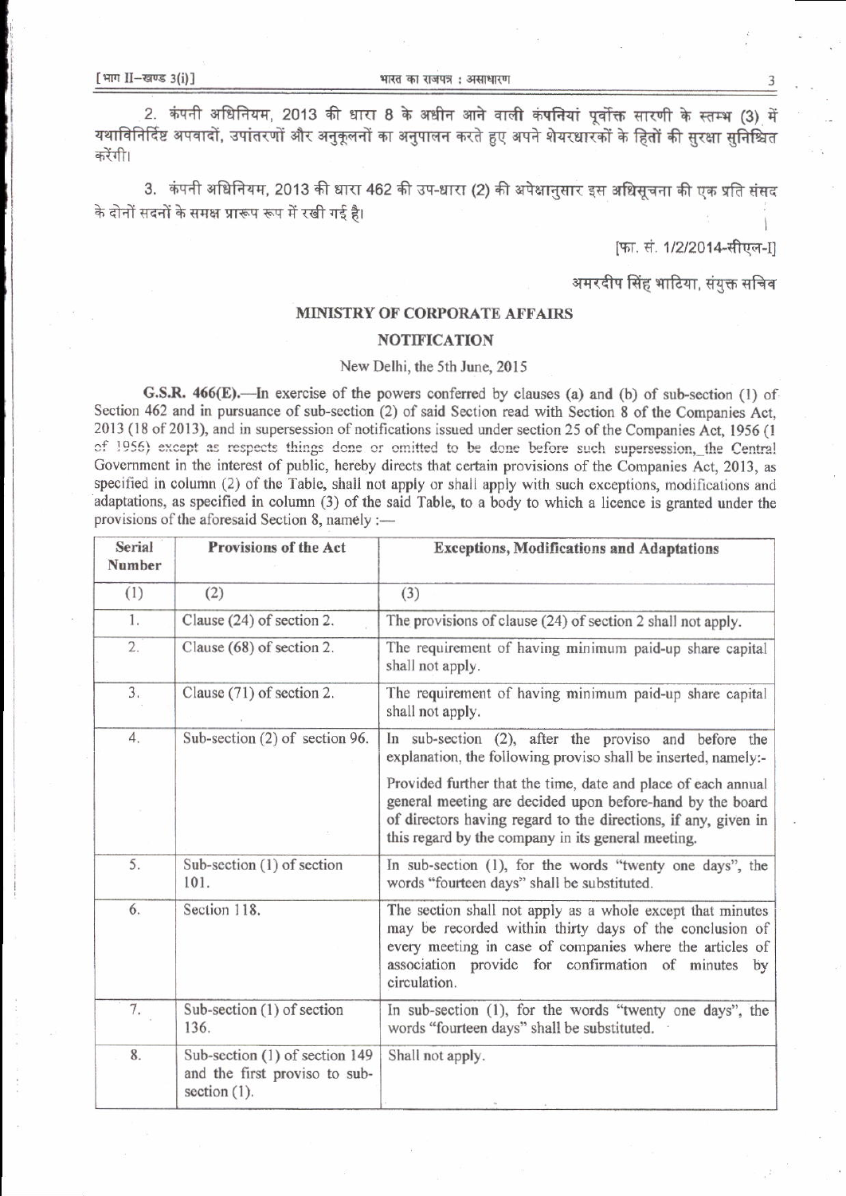2. कंपनी अधिनियम, 2013 की धारा 8 के अधीन आने वाली कंपनियां पूर्वोक्त सारणी के स्तम्भ (3) में यथाविनिर्दिष्ट अपवादों, उपांतरणों और अनुकूलनों का अनुपालन करते हुए अपने शेयरधारकों के हितों की सुरक्षा सुनिश्चित करेंगी।

3. कंपनी अधिनियम, 2013 की धारा 462 की उप-धारा (2) की अपेक्षानुसार इस अधिसूचना की एक प्रति संसद के दोनों सदनों के समक्ष प्रारूप रूप में रखी गई है।

[फा. सं. 1/2/2014-सीएल-I]

अमरदीप सिंह भाटिया, संयुक्त सचिव

## MINISTRY OF CORPORATE AFFAIRS

## NOTIFICATION

New Delhi, the 5th June, 2015

**G.S.R. 466(E).**—In exercise of the powers conferred by clauses (a) and (b) of sub-section (1) of Section 462 and in pursuance of sub-section (2) of said Section read with Section 8 of the Companies Act, 2013 (18 of 2013), and in supersession of notifications issued under section 25 of the Companies Act, 1956 (1 of 1956) except as respects things done or omitted to be done before such supersession, the Central Government in the interest of public, hereby directs that certain provisions of the Companies Act, 2013, as specified in column (2) of the Table, shall not apply or shall apply with such exceptions, modifications and adaptations, as specified in column (3) of the said Table, to a body to which a licence is granted under the provisions of the aforesaid Section 8, namely :—

| Serial Number | Provisions of the Act | Exceptions, Modifications and Adaptations |
|---|---|---|
| (1) | (2) | (3) |
| 1. | Clause (24) of section 2. | The provisions of clause (24) of section 2 shall not apply. |
| 2. | Clause (68) of section 2. | The requirement of having minimum paid-up share capital shall not apply. |
| 3. | Clause (71) of section 2. | The requirement of having minimum paid-up share capital shall not apply. |
| 4. | Sub-section (2) of section 96. | In sub-section (2), after the proviso and before the explanation, the following proviso shall be inserted, namely:- Provided further that the time, date and place of each annual general meeting are decided upon before-hand by the board of directors having regard to the directions, if any, given in this regard by the company in its general meeting. |
| 5. | Sub-section (1) of section 101. | In sub-section (1), for the words "twenty one days", the words "fourteen days" shall be substituted. |
| 6. | Section 118. | The section shall not apply as a whole except that minutes may be recorded within thirty days of the conclusion of every meeting in case of companies where the articles of association provide for confirmation of minutes by circulation. |
| 7. | Sub-section (1) of section 136. | In sub-section (1), for the words "twenty one days", the words "fourteen days" shall be substituted. |
| 8. | Sub-section (1) of section 149 and the first proviso to sub-section (1). | Shall not apply. |